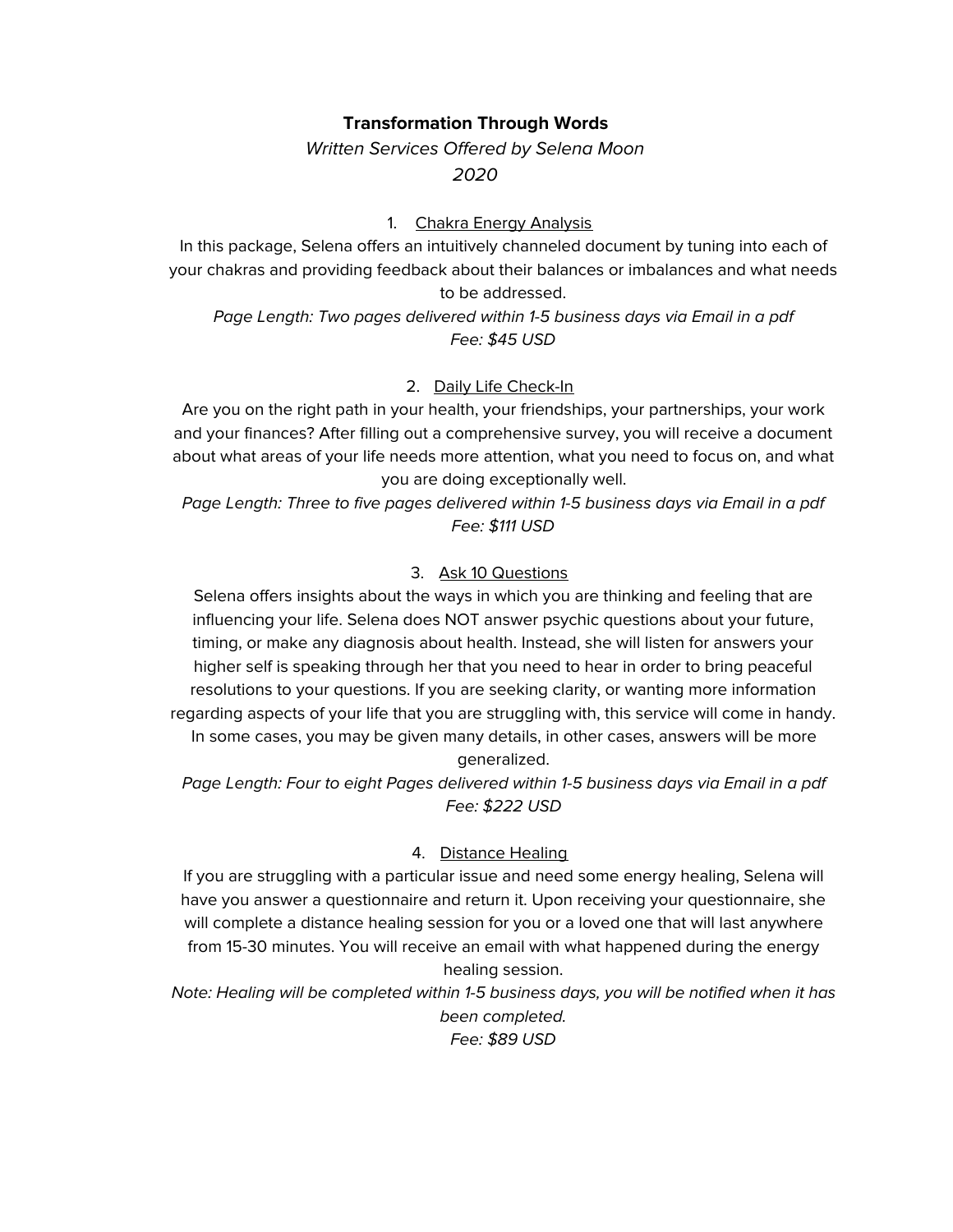**Transformation Through Words**

*Written Services Offered by Selena Moon*

*2020*

1. Chakra Energy Analysis

In this package, Selena offers an intuitively channeled document by tuning into each of your chakras and providing feedback about their balances or imbalances and what needs to be addressed.

*Page Length: Two pages delivered within 1-5 business days via Email in a pdf*

*Fee: $45 USD*

2. Daily Life Check-In

Are you on the right path in your health, your friendships, your partnerships, your work and your finances? After filling out a comprehensive survey, you will receive a document about what areas of your life needs more attention, what you need to focus on, and what you are doing exceptionally well.

*Page Length: Three to five pages delivered within 1-5 business days via Email in a pdf*

*Fee: $111 USD*

3. Ask 10 Questions

Selena offers insights about the ways in which you are thinking and feeling that are influencing your life. Selena does NOT answer psychic questions about your future, timing, or make any diagnosis about health. Instead, she will listen for answers your higher self is speaking through her that you need to hear in order to bring peaceful resolutions to your questions. If you are seeking clarity, or wanting more information regarding aspects of your life that you are struggling with, this service will come in handy. In some cases, you may be given many details, in other cases, answers will be more generalized.

*Page Length: Four to eight Pages delivered within 1-5 business days via Email in a pdf*

*Fee: $222 USD*

4. Distance Healing

If you are struggling with a particular issue and need some energy healing, Selena will have you answer a questionnaire and return it. Upon receiving your questionnaire, she will complete a distance healing session for you or a loved one that will last anywhere from 15-30 minutes. You will receive an email with what happened during the energy healing session.

*Note: Healing will be completed within 1-5 business days, you will be notified when it has been completed.*

*Fee: $89 USD*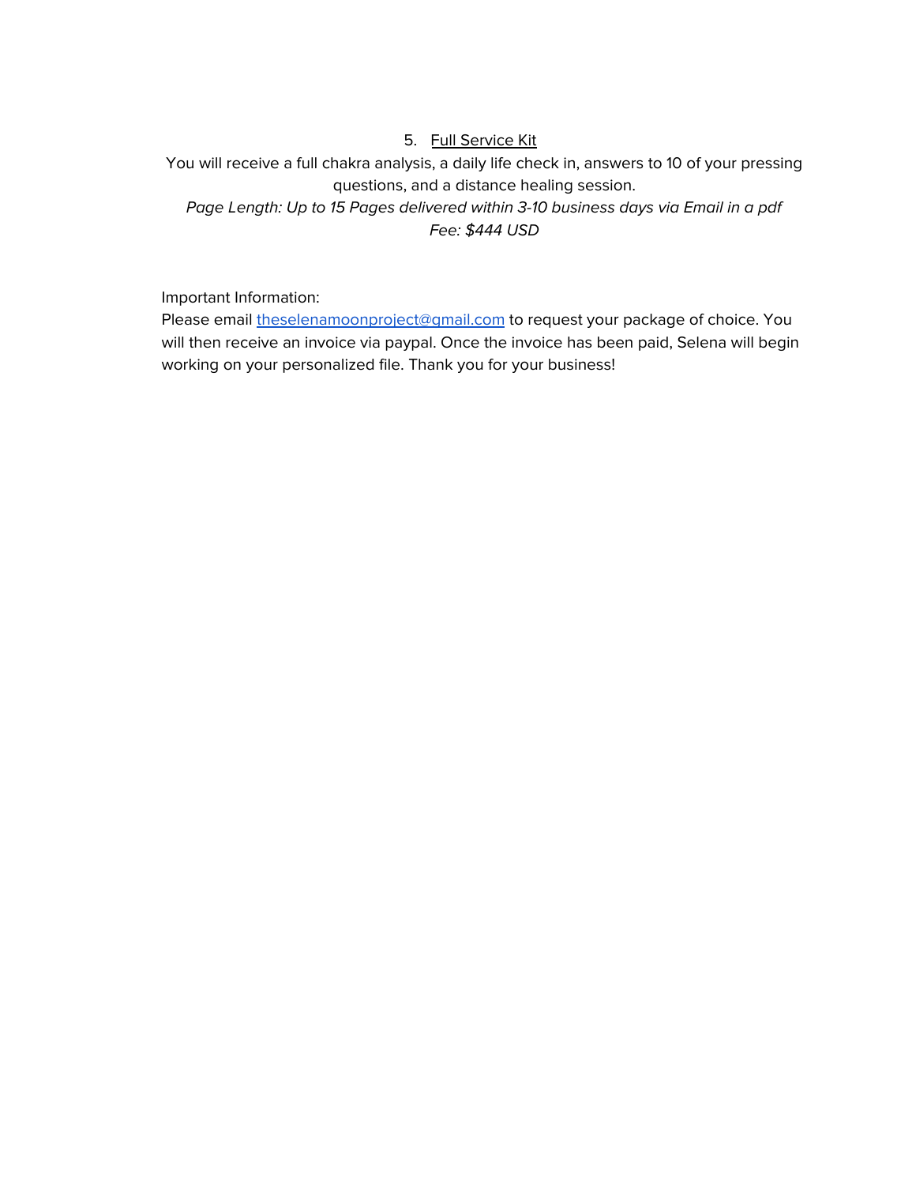5. <u>Full Service Kit</u>

You will receive a full chakra analysis, a daily life check in, answers to 10 of your pressing questions, and a distance healing session.

*Page Length: Up to 15 Pages delivered within 3-10 business days via Email in a pdf*

*Fee: $444 USD*

Important Information:

Please email [theselenamoonproject@gmail.com](mailto:theselenamoonproject@gmail.com) to request your package of choice. You will then receive an invoice via paypal. Once the invoice has been paid, Selena will begin working on your personalized file. Thank you for your business!